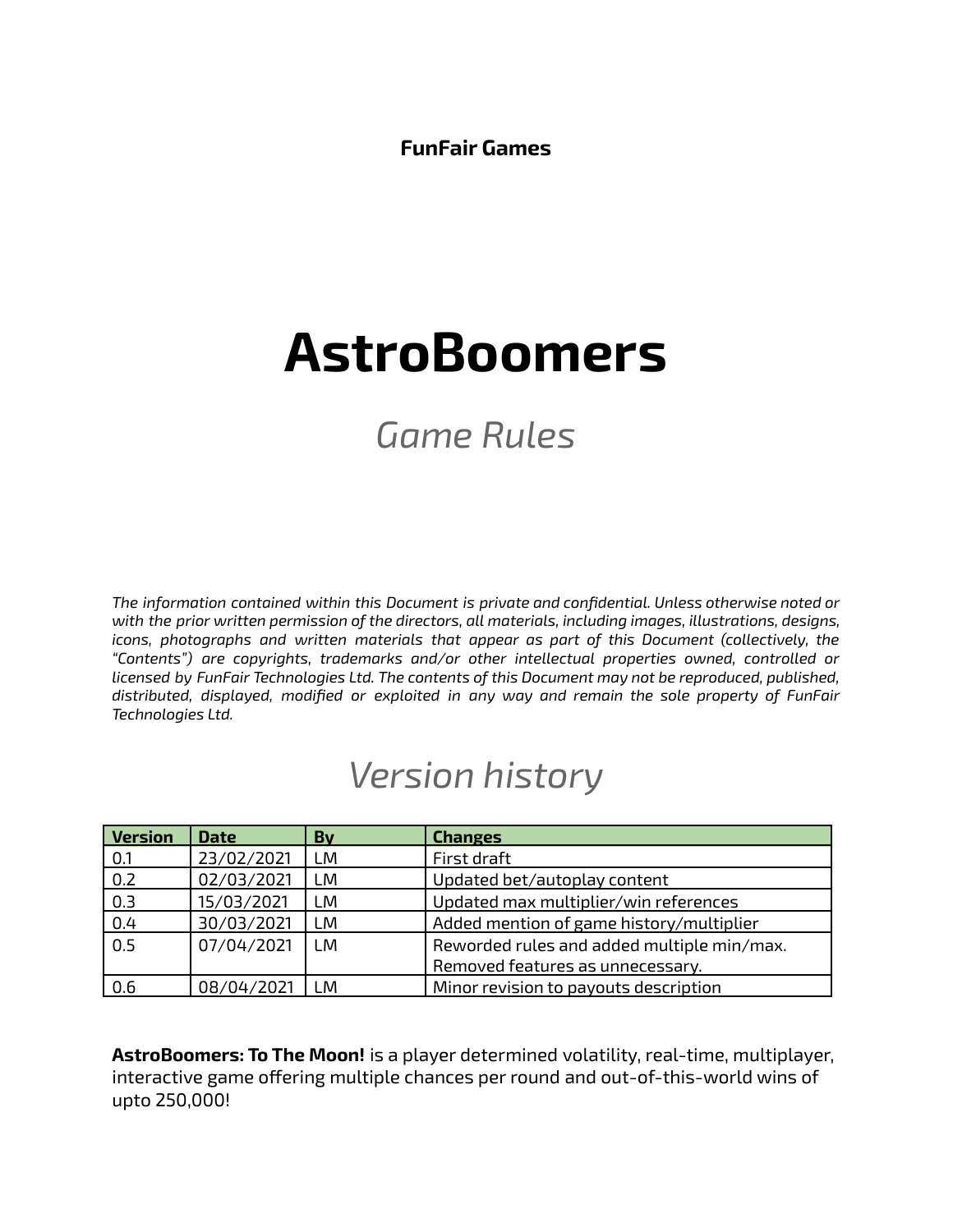**FunFair Games**

# AstroBoomers

## *Game Rules*

*The information contained within this Document is private and confidential. Unless otherwise noted or with the prior written permission of the directors, all materials, including images, illustrations, designs, icons, photographs and written materials that appear as part of this Document (collectively, the "Contents") are copyrights, trademarks and/or other intellectual properties owned, controlled or licensed by FunFair Technologies Ltd. The contents of this Document may not be reproduced, published, distributed, displayed, modified or exploited in any way and remain the sole property of FunFair Technologies Ltd.*

## *Version history*

| Version | Date | By | Changes |
|---|---|---|---|
| 0.1 | 23/02/2021 | LM | First draft |
| 0.2 | 02/03/2021 | LM | Updated bet/autoplay content |
| 0.3 | 15/03/2021 | LM | Updated max multiplier/win references |
| 0.4 | 30/03/2021 | LM | Added mention of game history/multiplier |
| 0.5 | 07/04/2021 | LM | Reworded rules and added multiple min/max. Removed features as unnecessary. |
| 0.6 | 08/04/2021 | LM | Minor revision to payouts description |

**AstroBoomers: To The Moon!** is a player determined volatility, real-time, multiplayer, interactive game offering multiple chances per round and out-of-this-world wins of upto 250,000!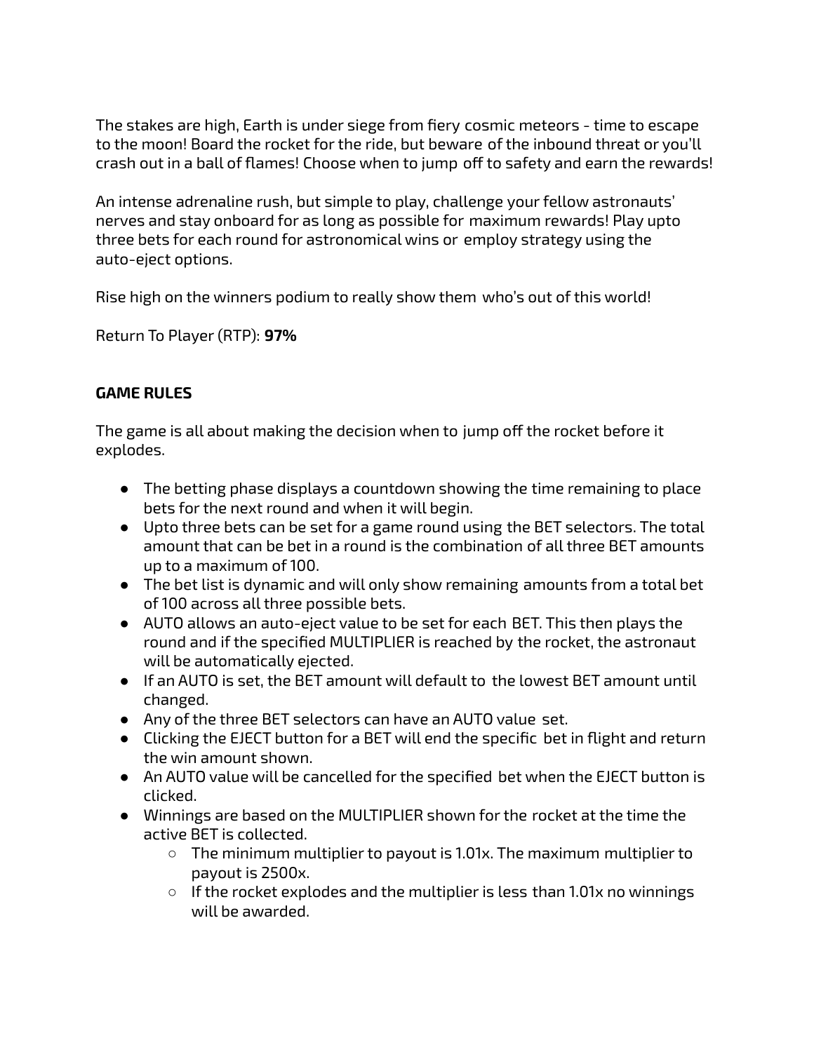The stakes are high, Earth is under siege from fiery cosmic meteors - time to escape to the moon! Board the rocket for the ride, but beware of the inbound threat or you'll crash out in a ball of flames! Choose when to jump off to safety and earn the rewards!

An intense adrenaline rush, but simple to play, challenge your fellow astronauts' nerves and stay onboard for as long as possible for maximum rewards! Play upto three bets for each round for astronomical wins or employ strategy using the auto-eject options.

Rise high on the winners podium to really show them who's out of this world!

Return To Player (RTP): **97%**

## GAME RULES

The game is all about making the decision when to jump off the rocket before it explodes.

- The betting phase displays a countdown showing the time remaining to place bets for the next round and when it will begin.
- Upto three bets can be set for a game round using the BET selectors. The total amount that can be bet in a round is the combination of all three BET amounts up to a maximum of 100.
- The bet list is dynamic and will only show remaining amounts from a total bet of 100 across all three possible bets.
- AUTO allows an auto-eject value to be set for each BET. This then plays the round and if the specified MULTIPLIER is reached by the rocket, the astronaut will be automatically ejected.
- If an AUTO is set, the BET amount will default to the lowest BET amount until changed.
- Any of the three BET selectors can have an AUTO value set.
- Clicking the EJECT button for a BET will end the specific bet in flight and return the win amount shown.
- An AUTO value will be cancelled for the specified bet when the EJECT button is clicked.
- Winnings are based on the MULTIPLIER shown for the rocket at the time the active BET is collected.
  - The minimum multiplier to payout is 1.01x. The maximum multiplier to payout is 2500x.
  - If the rocket explodes and the multiplier is less than 1.01x no winnings will be awarded.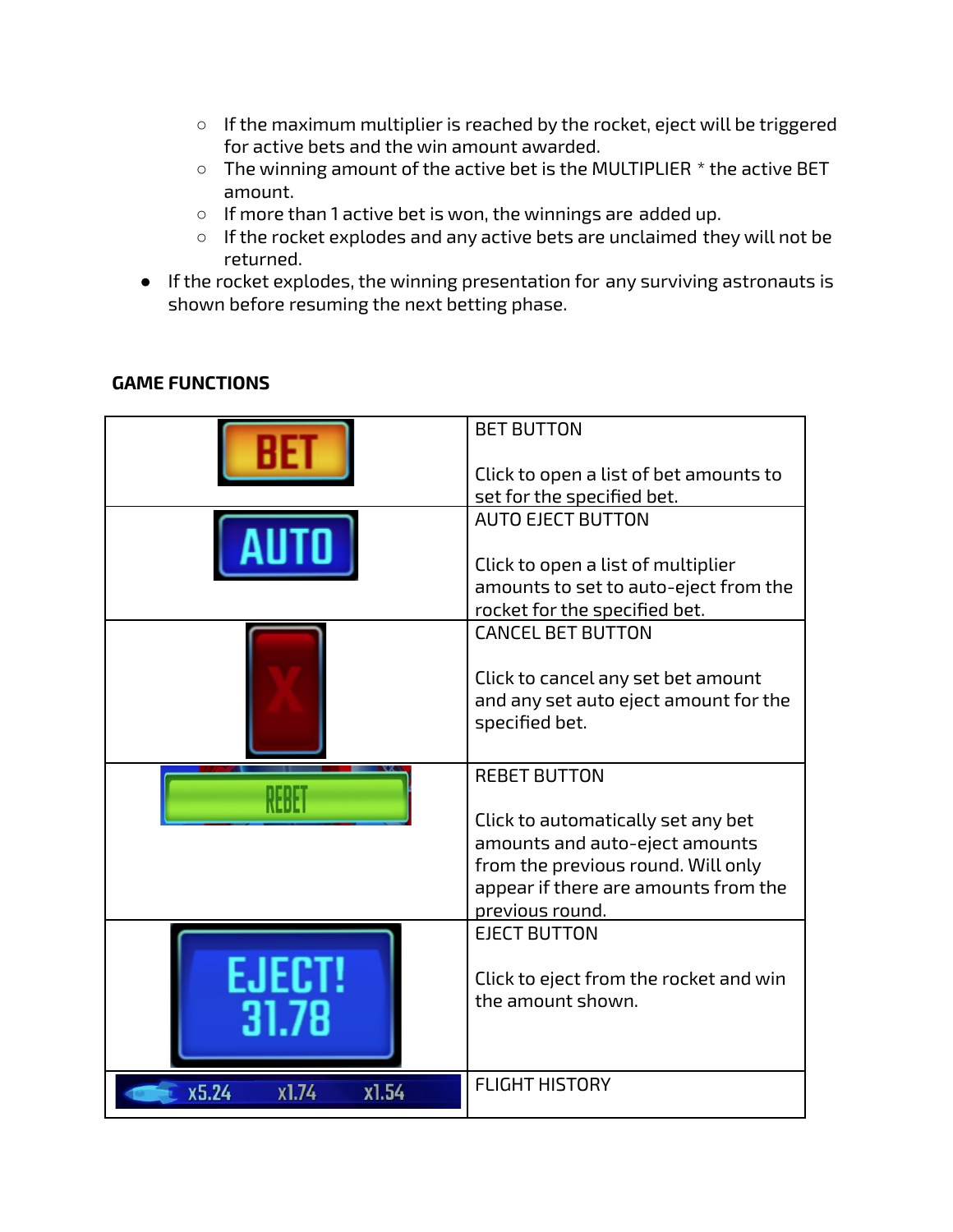- If the maximum multiplier is reached by the rocket, eject will be triggered for active bets and the win amount awarded.
  - The winning amount of the active bet is the MULTIPLIER * the active BET amount.
  - If more than 1 active bet is won, the winnings are added up.
  - If the rocket explodes and any active bets are unclaimed they will not be returned.
- If the rocket explodes, the winning presentation for any surviving astronauts is shown before resuming the next betting phase.

**GAME FUNCTIONS**

| | |
|---|---|
| BET | BET BUTTON<br><br>Click to open a list of bet amounts to set for the specified bet. |
| AUTO | AUTO EJECT BUTTON<br><br>Click to open a list of multiplier amounts to set to auto-eject from the rocket for the specified bet. |
| X | CANCEL BET BUTTON<br><br>Click to cancel any set bet amount and any set auto eject amount for the specified bet. |
| REBET | REBET BUTTON<br><br>Click to automatically set any bet amounts and auto-eject amounts from the previous round. Will only appear if there are amounts from the previous round. |
| EJECT! 31.78 | EJECT BUTTON<br><br>Click to eject from the rocket and win the amount shown. |
| x5.24 x1.74 x1.54 | FLIGHT HISTORY |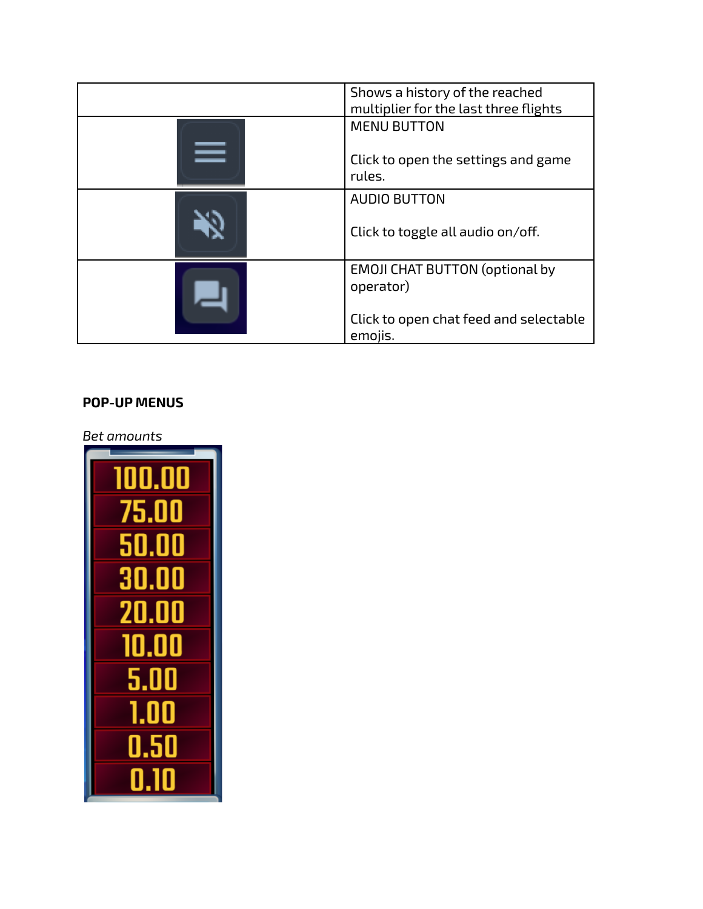| | |
|---|---|
| | Shows a history of the reached multiplier for the last three flights |
| | MENU BUTTON<br><br>Click to open the settings and game rules. |
| | AUDIO BUTTON<br><br>Click to toggle all audio on/off. |
| | EMOJI CHAT BUTTON (optional by operator)<br><br>Click to open chat feed and selectable emojis. |

**POP-UP MENUS**

*Bet amounts*

100.00
75.00
50.00
30.00
20.00
10.00
5.00
1.00
0.50
0.10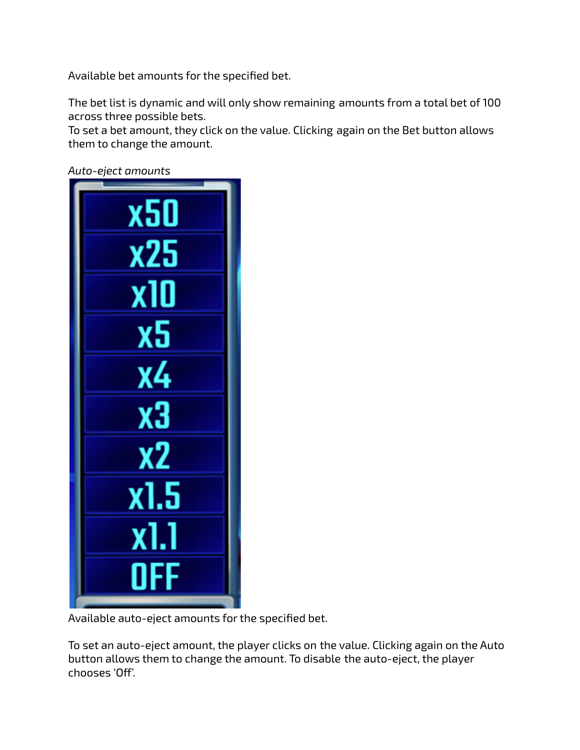Available bet amounts for the specified bet.

The bet list is dynamic and will only show remaining amounts from a total bet of 100 across three possible bets.
To set a bet amount, they click on the value. Clicking again on the Bet button allows them to change the amount.

*Auto-eject amounts*

Available auto-eject amounts for the specified bet.

To set an auto-eject amount, the player clicks on the value. Clicking again on the Auto button allows them to change the amount. To disable the auto-eject, the player chooses 'Off'.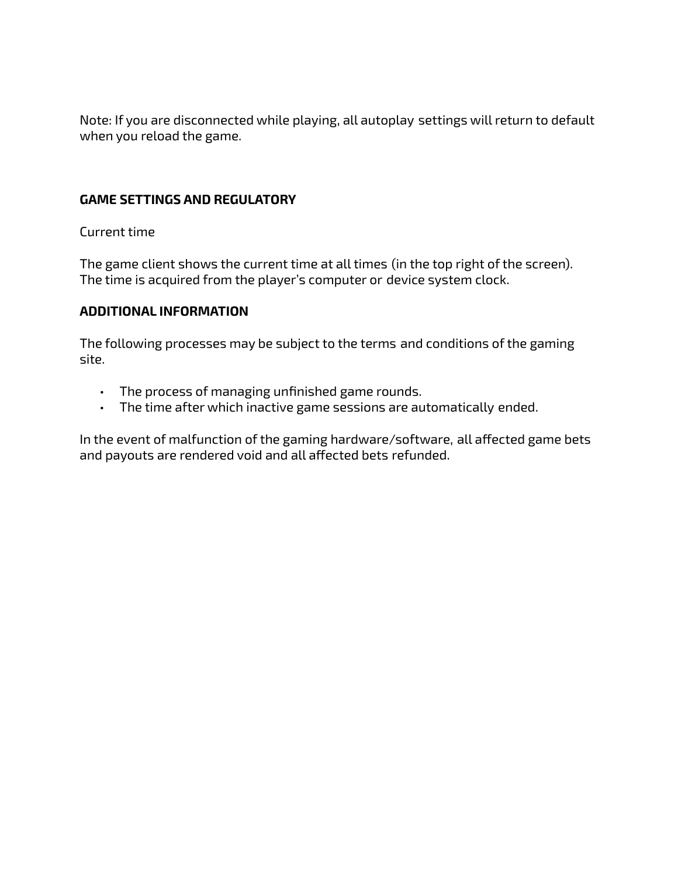Note: If you are disconnected while playing, all autoplay settings will return to default when you reload the game.

## GAME SETTINGS AND REGULATORY

Current time

The game client shows the current time at all times (in the top right of the screen). The time is acquired from the player's computer or device system clock.

## ADDITIONAL INFORMATION

The following processes may be subject to the terms and conditions of the gaming site.

- The process of managing unfinished game rounds.
- The time after which inactive game sessions are automatically ended.

In the event of malfunction of the gaming hardware/software, all affected game bets and payouts are rendered void and all affected bets refunded.